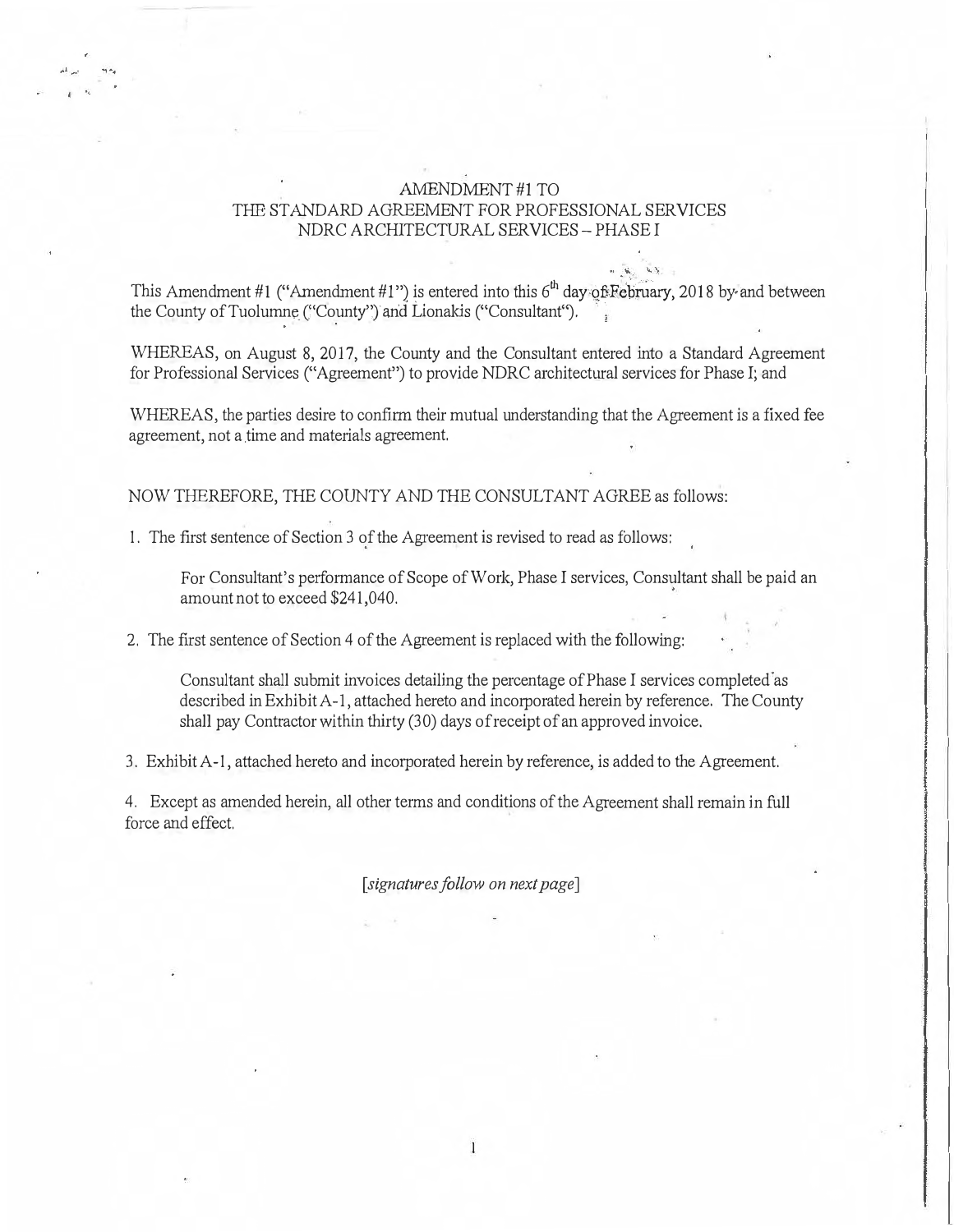# AMENDMENT #1 TO THE STANDARD AGREEMENT FOR PROFESSIONAL SERVICES NDRC ARCHITECTURAL SERVICES – PHASE I

This Amendment #1 ("Amendment #1") is entered into this 6th day of February, 2018 by and between the County of Tuolumne ("County") and Lionakis ("Consultant").

WHEREAS, on August 8, 2017, the County and the Consultant entered into a Standard Agreement for Professional Services ("Agreement") to provide NDRC architectural services for Phase I; and

WHEREAS, the parties desire to confirm their mutual understanding that the Agreement is a fixed fee agreement, not a time and materials agreement.

NOW THEREFORE, THE COUNTY AND THE CONSULTANT AGREE as follows:

1. The first sentence of Section 3 of the Agreement is revised to read as follows:

   For Consultant's performance of Scope of Work, Phase I services, Consultant shall be paid an amount not to exceed $241,040.

2. The first sentence of Section 4 of the Agreement is replaced with the following:

   Consultant shall submit invoices detailing the percentage of Phase I services completed as described in Exhibit A-1, attached hereto and incorporated herein by reference. The County shall pay Contractor within thirty (30) days of receipt of an approved invoice.

3. Exhibit A-1, attached hereto and incorporated herein by reference, is added to the Agreement.

4. Except as amended herein, all other terms and conditions of the Agreement shall remain in full force and effect.

*[signatures follow on next page]*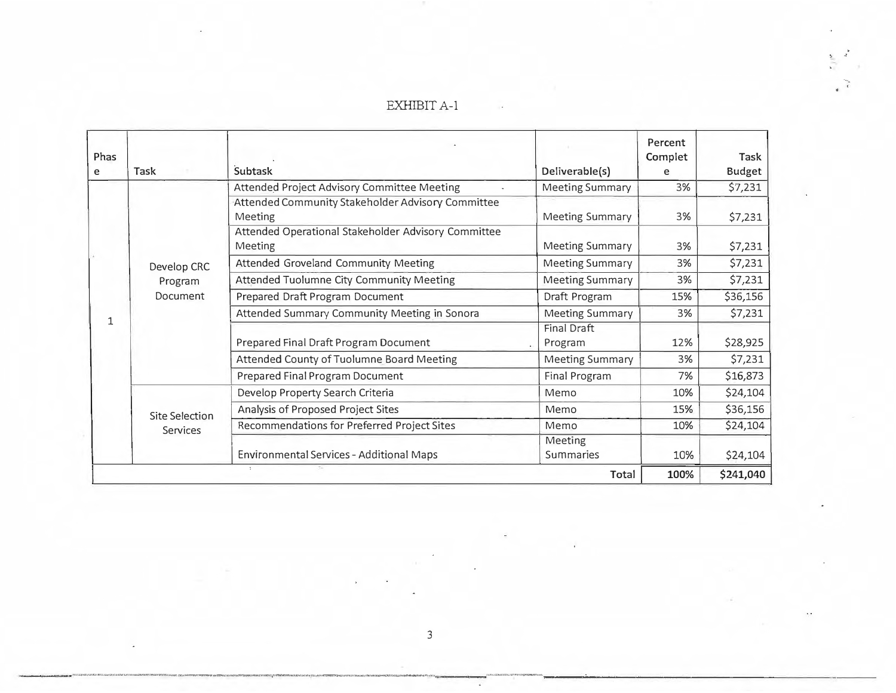EXHIBIT A-1

| Phase | Task | Subtask | Deliverable(s) | Percent Complete | Task Budget |
|---|---|---|---|---|---|
| 1 | Develop CRC Program Document | Attended Project Advisory Committee Meeting | Meeting Summary | 3% | $7,231 |
| | | Attended Community Stakeholder Advisory Committee Meeting | Meeting Summary | 3% | $7,231 |
| | | Attended Operational Stakeholder Advisory Committee Meeting | Meeting Summary | 3% | $7,231 |
| | | Attended Groveland Community Meeting | Meeting Summary | 3% | $7,231 |
| | | Attended Tuolumne City Community Meeting | Meeting Summary | 3% | $7,231 |
| | | Prepared Draft Program Document | Draft Program | 15% | $36,156 |
| | | Attended Summary Community Meeting in Sonora | Meeting Summary | 3% | $7,231 |
| | | Prepared Final Draft Program Document | Final Draft Program | 12% | $28,925 |
| | | Attended County of Tuolumne Board Meeting | Meeting Summary | 3% | $7,231 |
| | | Prepared Final Program Document | Final Program | 7% | $16,873 |
| | Site Selection Services | Develop Property Search Criteria | Memo | 10% | $24,104 |
| | | Analysis of Proposed Project Sites | Memo | 15% | $36,156 |
| | | Recommendations for Preferred Project Sites | Memo | 10% | $24,104 |
| | | Environmental Services - Additional Maps | Meeting Summaries | 10% | $24,104 |
| | | | **Total** | **100%** | **$241,040** |